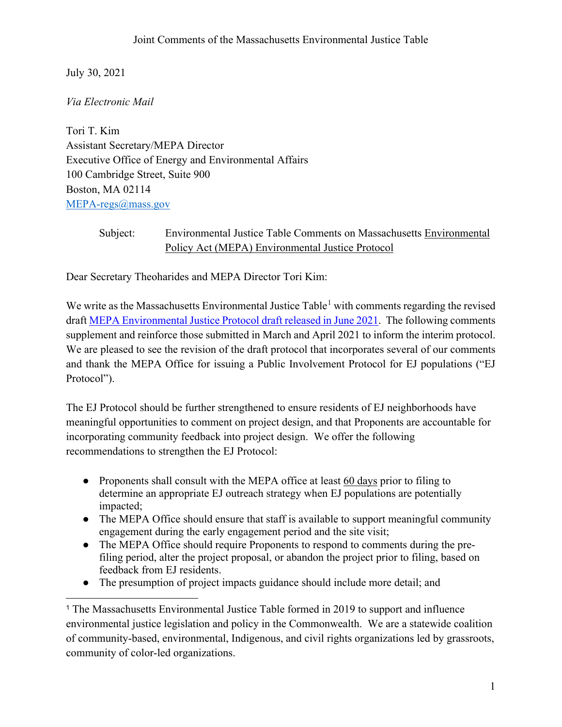Joint Comments of the Massachusetts Environmental Justice Table

July 30, 2021

*Via Electronic Mail*

Tori T. Kim
Assistant Secretary/MEPA Director
Executive Office of Energy and Environmental Affairs
100 Cambridge Street, Suite 900
Boston, MA 02114
[MEPA-regs@mass.gov](mailto:MEPA-regs@mass.gov)

Subject: Environmental Justice Table Comments on Massachusetts Environmental Policy Act (MEPA) Environmental Justice Protocol

Dear Secretary Theoharides and MEPA Director Tori Kim:

We write as the Massachusetts Environmental Justice Table[1] with comments regarding the revised draft [MEPA Environmental Justice Protocol draft released in June 2021](). The following comments supplement and reinforce those submitted in March and April 2021 to inform the interim protocol. We are pleased to see the revision of the draft protocol that incorporates several of our comments and thank the MEPA Office for issuing a Public Involvement Protocol for EJ populations ("EJ Protocol").

The EJ Protocol should be further strengthened to ensure residents of EJ neighborhoods have meaningful opportunities to comment on project design, and that Proponents are accountable for incorporating community feedback into project design. We offer the following recommendations to strengthen the EJ Protocol:

- Proponents shall consult with the MEPA office at least 60 days prior to filing to determine an appropriate EJ outreach strategy when EJ populations are potentially impacted;
- The MEPA Office should ensure that staff is available to support meaningful community engagement during the early engagement period and the site visit;
- The MEPA Office should require Proponents to respond to comments during the pre-filing period, alter the project proposal, or abandon the project prior to filing, based on feedback from EJ residents.
- The presumption of project impacts guidance should include more detail; and

[1] The Massachusetts Environmental Justice Table formed in 2019 to support and influence environmental justice legislation and policy in the Commonwealth. We are a statewide coalition of community-based, environmental, Indigenous, and civil rights organizations led by grassroots, community of color-led organizations.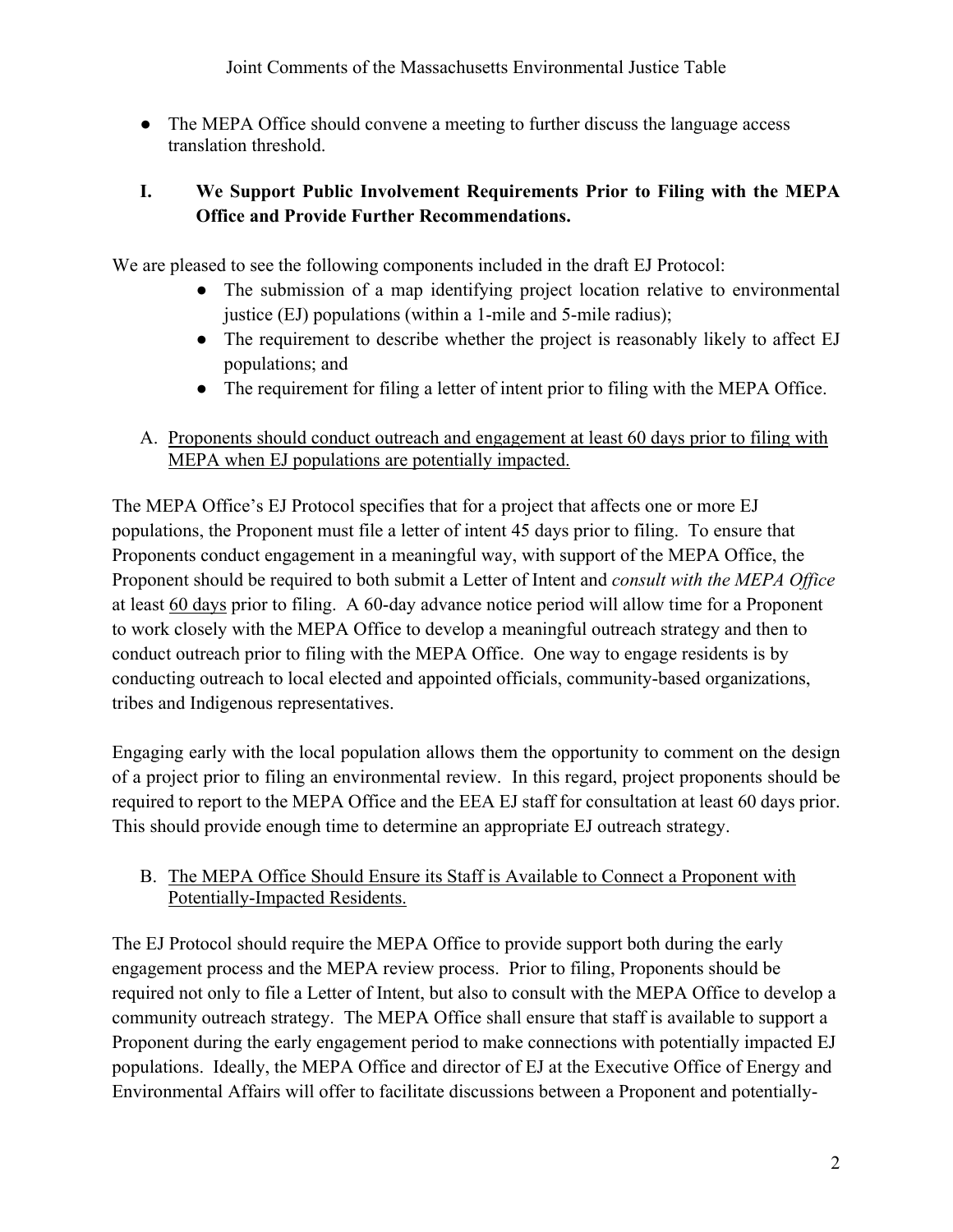- The MEPA Office should convene a meeting to further discuss the language access translation threshold.

## I. We Support Public Involvement Requirements Prior to Filing with the MEPA Office and Provide Further Recommendations.

We are pleased to see the following components included in the draft EJ Protocol:

- The submission of a map identifying project location relative to environmental justice (EJ) populations (within a 1-mile and 5-mile radius);
- The requirement to describe whether the project is reasonably likely to affect EJ populations; and
- The requirement for filing a letter of intent prior to filing with the MEPA Office.

### A. <u>Proponents should conduct outreach and engagement at least 60 days prior to filing with MEPA when EJ populations are potentially impacted.</u>

The MEPA Office's EJ Protocol specifies that for a project that affects one or more EJ populations, the Proponent must file a letter of intent 45 days prior to filing. To ensure that Proponents conduct engagement in a meaningful way, with support of the MEPA Office, the Proponent should be required to both submit a Letter of Intent and *consult with the MEPA Office* at least <u>60 days</u> prior to filing. A 60-day advance notice period will allow time for a Proponent to work closely with the MEPA Office to develop a meaningful outreach strategy and then to conduct outreach prior to filing with the MEPA Office. One way to engage residents is by conducting outreach to local elected and appointed officials, community-based organizations, tribes and Indigenous representatives.

Engaging early with the local population allows them the opportunity to comment on the design of a project prior to filing an environmental review. In this regard, project proponents should be required to report to the MEPA Office and the EEA EJ staff for consultation at least 60 days prior. This should provide enough time to determine an appropriate EJ outreach strategy.

### B. <u>The MEPA Office Should Ensure its Staff is Available to Connect a Proponent with Potentially-Impacted Residents.</u>

The EJ Protocol should require the MEPA Office to provide support both during the early engagement process and the MEPA review process. Prior to filing, Proponents should be required not only to file a Letter of Intent, but also to consult with the MEPA Office to develop a community outreach strategy. The MEPA Office shall ensure that staff is available to support a Proponent during the early engagement period to make connections with potentially impacted EJ populations. Ideally, the MEPA Office and director of EJ at the Executive Office of Energy and Environmental Affairs will offer to facilitate discussions between a Proponent and potentially-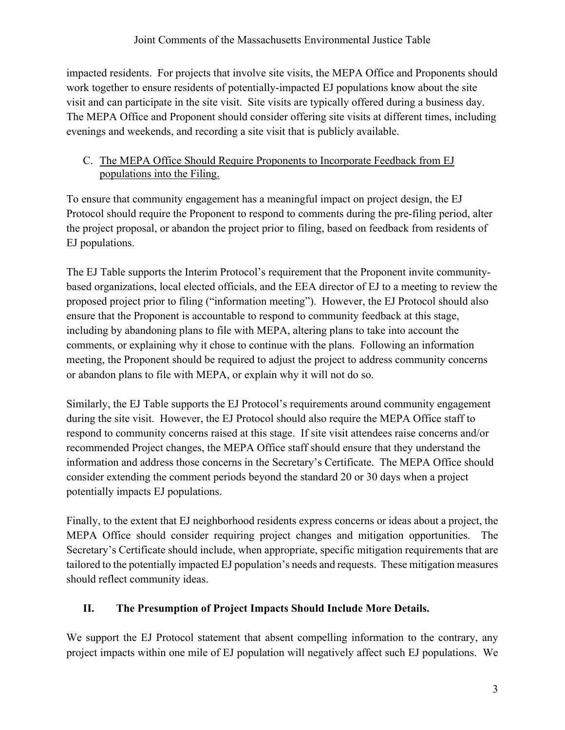impacted residents. For projects that involve site visits, the MEPA Office and Proponents should work together to ensure residents of potentially-impacted EJ populations know about the site visit and can participate in the site visit. Site visits are typically offered during a business day. The MEPA Office and Proponent should consider offering site visits at different times, including evenings and weekends, and recording a site visit that is publicly available.

### C. The MEPA Office Should Require Proponents to Incorporate Feedback from EJ populations into the Filing.

To ensure that community engagement has a meaningful impact on project design, the EJ Protocol should require the Proponent to respond to comments during the pre-filing period, alter the project proposal, or abandon the project prior to filing, based on feedback from residents of EJ populations.

The EJ Table supports the Interim Protocol's requirement that the Proponent invite community-based organizations, local elected officials, and the EEA director of EJ to a meeting to review the proposed project prior to filing ("information meeting"). However, the EJ Protocol should also ensure that the Proponent is accountable to respond to community feedback at this stage, including by abandoning plans to file with MEPA, altering plans to take into account the comments, or explaining why it chose to continue with the plans. Following an information meeting, the Proponent should be required to adjust the project to address community concerns or abandon plans to file with MEPA, or explain why it will not do so.

Similarly, the EJ Table supports the EJ Protocol's requirements around community engagement during the site visit. However, the EJ Protocol should also require the MEPA Office staff to respond to community concerns raised at this stage. If site visit attendees raise concerns and/or recommended Project changes, the MEPA Office staff should ensure that they understand the information and address those concerns in the Secretary's Certificate. The MEPA Office should consider extending the comment periods beyond the standard 20 or 30 days when a project potentially impacts EJ populations.

Finally, to the extent that EJ neighborhood residents express concerns or ideas about a project, the MEPA Office should consider requiring project changes and mitigation opportunities. The Secretary's Certificate should include, when appropriate, specific mitigation requirements that are tailored to the potentially impacted EJ population's needs and requests. These mitigation measures should reflect community ideas.

## II. The Presumption of Project Impacts Should Include More Details.

We support the EJ Protocol statement that absent compelling information to the contrary, any project impacts within one mile of EJ population will negatively affect such EJ populations. We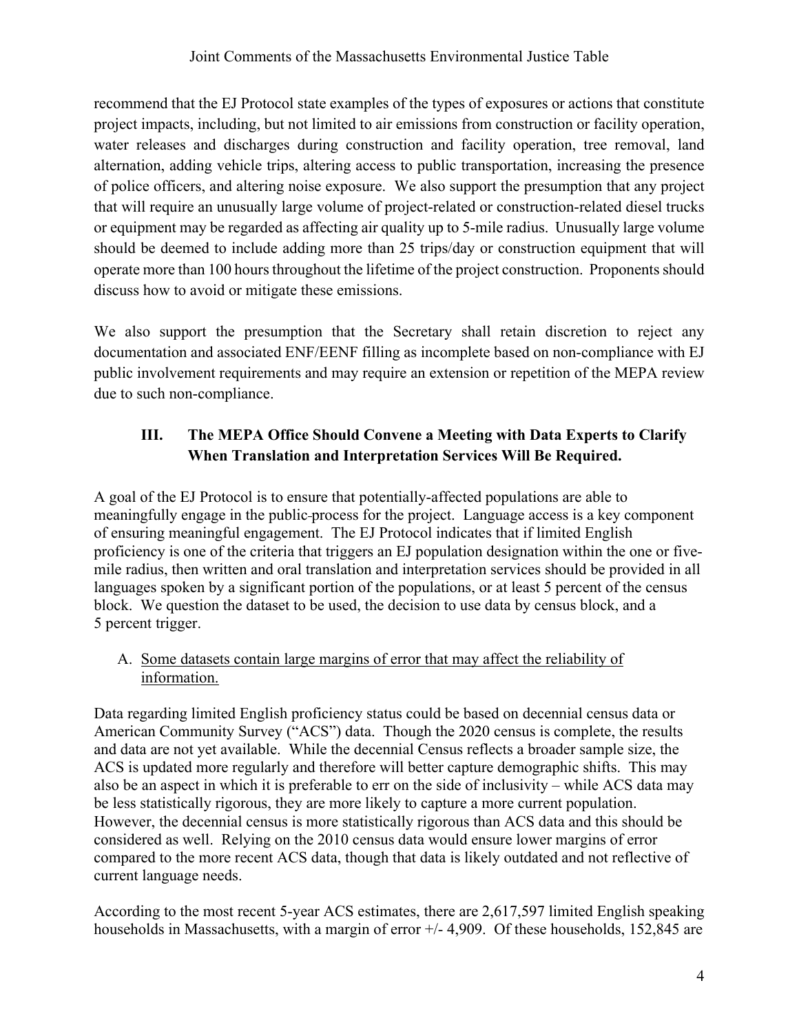recommend that the EJ Protocol state examples of the types of exposures or actions that constitute project impacts, including, but not limited to air emissions from construction or facility operation, water releases and discharges during construction and facility operation, tree removal, land alternation, adding vehicle trips, altering access to public transportation, increasing the presence of police officers, and altering noise exposure. We also support the presumption that any project that will require an unusually large volume of project-related or construction-related diesel trucks or equipment may be regarded as affecting air quality up to 5-mile radius. Unusually large volume should be deemed to include adding more than 25 trips/day or construction equipment that will operate more than 100 hours throughout the lifetime of the project construction. Proponents should discuss how to avoid or mitigate these emissions.

We also support the presumption that the Secretary shall retain discretion to reject any documentation and associated ENF/EENF filling as incomplete based on non-compliance with EJ public involvement requirements and may require an extension or repetition of the MEPA review due to such non-compliance.

## III. The MEPA Office Should Convene a Meeting with Data Experts to Clarify When Translation and Interpretation Services Will Be Required.

A goal of the EJ Protocol is to ensure that potentially-affected populations are able to meaningfully engage in the public-process for the project. Language access is a key component of ensuring meaningful engagement. The EJ Protocol indicates that if limited English proficiency is one of the criteria that triggers an EJ population designation within the one or five-mile radius, then written and oral translation and interpretation services should be provided in all languages spoken by a significant portion of the populations, or at least 5 percent of the census block. We question the dataset to be used, the decision to use data by census block, and a 5 percent trigger.

### A. <u>Some datasets contain large margins of error that may affect the reliability of information.</u>

Data regarding limited English proficiency status could be based on decennial census data or American Community Survey ("ACS") data. Though the 2020 census is complete, the results and data are not yet available. While the decennial Census reflects a broader sample size, the ACS is updated more regularly and therefore will better capture demographic shifts. This may also be an aspect in which it is preferable to err on the side of inclusivity – while ACS data may be less statistically rigorous, they are more likely to capture a more current population. However, the decennial census is more statistically rigorous than ACS data and this should be considered as well. Relying on the 2010 census data would ensure lower margins of error compared to the more recent ACS data, though that data is likely outdated and not reflective of current language needs.

According to the most recent 5-year ACS estimates, there are 2,617,597 limited English speaking households in Massachusetts, with a margin of error +/- 4,909. Of these households, 152,845 are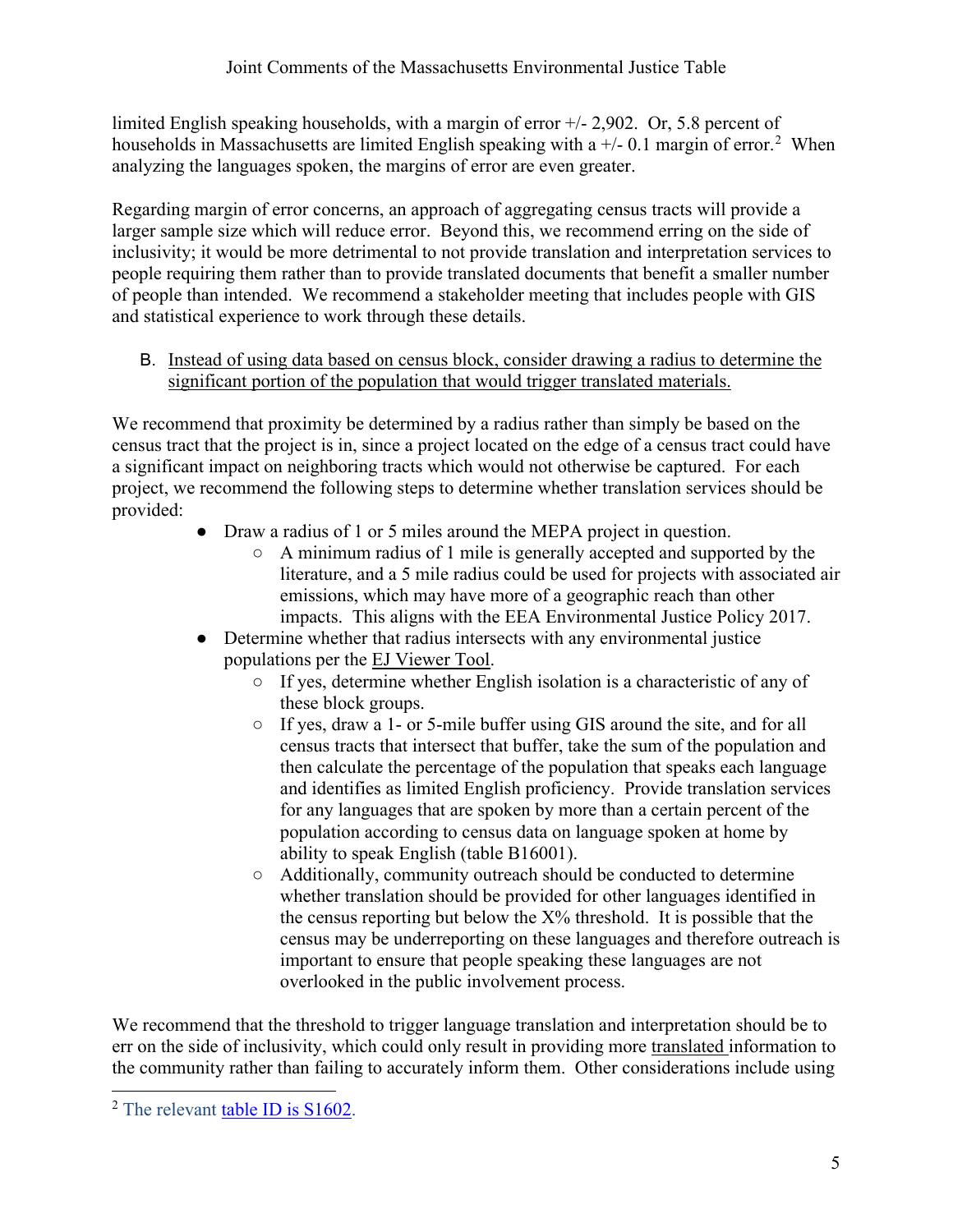limited English speaking households, with a margin of error +/- 2,902. Or, 5.8 percent of households in Massachusetts are limited English speaking with a +/- 0.1 margin of error.[2] When analyzing the languages spoken, the margins of error are even greater.

Regarding margin of error concerns, an approach of aggregating census tracts will provide a larger sample size which will reduce error. Beyond this, we recommend erring on the side of inclusivity; it would be more detrimental to not provide translation and interpretation services to people requiring them rather than to provide translated documents that benefit a smaller number of people than intended. We recommend a stakeholder meeting that includes people with GIS and statistical experience to work through these details.

B. Instead of using data based on census block, consider drawing a radius to determine the significant portion of the population that would trigger translated materials.

We recommend that proximity be determined by a radius rather than simply be based on the census tract that the project is in, since a project located on the edge of a census tract could have a significant impact on neighboring tracts which would not otherwise be captured. For each project, we recommend the following steps to determine whether translation services should be provided:

- Draw a radius of 1 or 5 miles around the MEPA project in question.
  - A minimum radius of 1 mile is generally accepted and supported by the literature, and a 5 mile radius could be used for projects with associated air emissions, which may have more of a geographic reach than other impacts. This aligns with the EEA Environmental Justice Policy 2017.
- Determine whether that radius intersects with any environmental justice populations per the EJ Viewer Tool.
  - If yes, determine whether English isolation is a characteristic of any of these block groups.
  - If yes, draw a 1- or 5-mile buffer using GIS around the site, and for all census tracts that intersect that buffer, take the sum of the population and then calculate the percentage of the population that speaks each language and identifies as limited English proficiency. Provide translation services for any languages that are spoken by more than a certain percent of the population according to census data on language spoken at home by ability to speak English (table B16001).
  - Additionally, community outreach should be conducted to determine whether translation should be provided for other languages identified in the census reporting but below the X% threshold. It is possible that the census may be underreporting on these languages and therefore outreach is important to ensure that people speaking these languages are not overlooked in the public involvement process.

We recommend that the threshold to trigger language translation and interpretation should be to err on the side of inclusivity, which could only result in providing more translated information to the community rather than failing to accurately inform them. Other considerations include using

[2] The relevant table ID is S1602.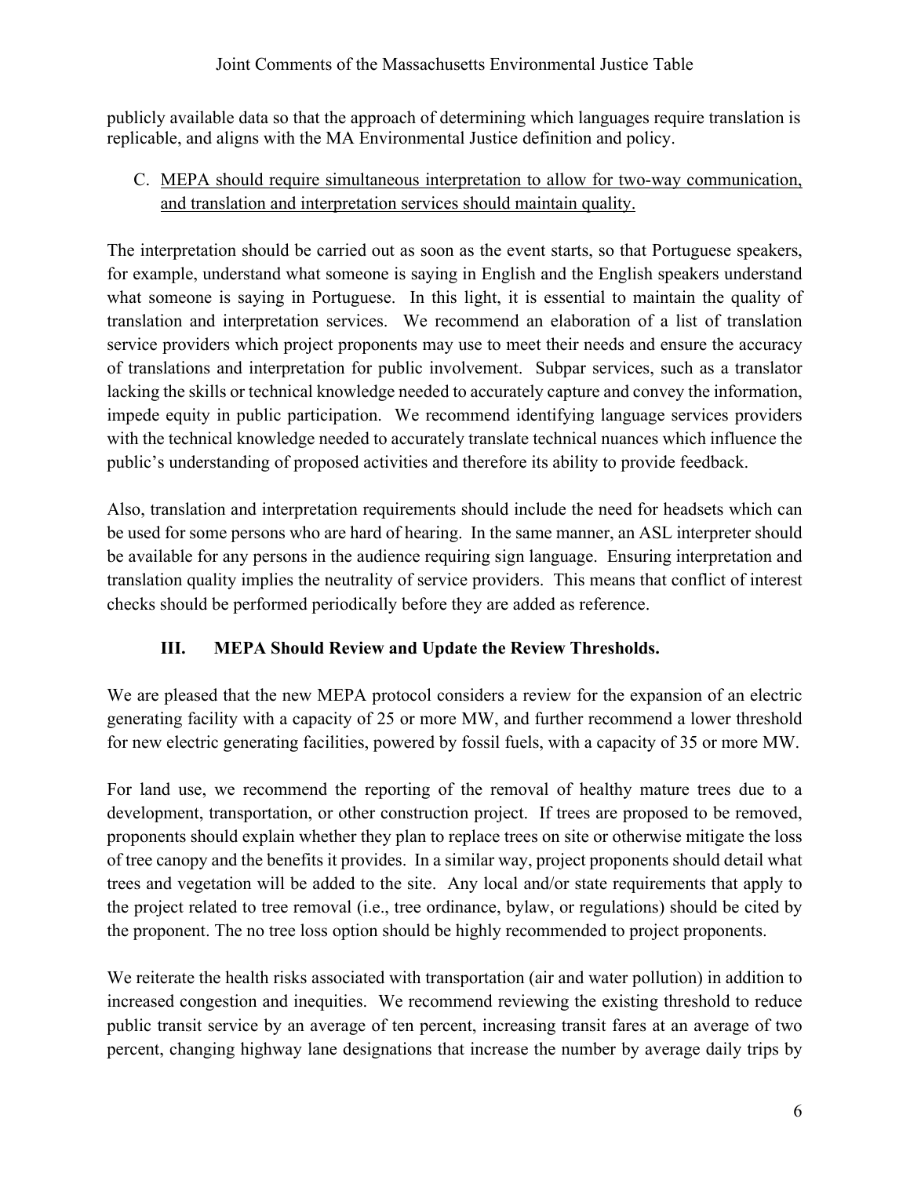publicly available data so that the approach of determining which languages require translation is replicable, and aligns with the MA Environmental Justice definition and policy.

C. <u>MEPA should require simultaneous interpretation to allow for two-way communication, and translation and interpretation services should maintain quality.</u>

The interpretation should be carried out as soon as the event starts, so that Portuguese speakers, for example, understand what someone is saying in English and the English speakers understand what someone is saying in Portuguese. In this light, it is essential to maintain the quality of translation and interpretation services. We recommend an elaboration of a list of translation service providers which project proponents may use to meet their needs and ensure the accuracy of translations and interpretation for public involvement. Subpar services, such as a translator lacking the skills or technical knowledge needed to accurately capture and convey the information, impede equity in public participation. We recommend identifying language services providers with the technical knowledge needed to accurately translate technical nuances which influence the public's understanding of proposed activities and therefore its ability to provide feedback.

Also, translation and interpretation requirements should include the need for headsets which can be used for some persons who are hard of hearing. In the same manner, an ASL interpreter should be available for any persons in the audience requiring sign language. Ensuring interpretation and translation quality implies the neutrality of service providers. This means that conflict of interest checks should be performed periodically before they are added as reference.

## III. MEPA Should Review and Update the Review Thresholds.

We are pleased that the new MEPA protocol considers a review for the expansion of an electric generating facility with a capacity of 25 or more MW, and further recommend a lower threshold for new electric generating facilities, powered by fossil fuels, with a capacity of 35 or more MW.

For land use, we recommend the reporting of the removal of healthy mature trees due to a development, transportation, or other construction project. If trees are proposed to be removed, proponents should explain whether they plan to replace trees on site or otherwise mitigate the loss of tree canopy and the benefits it provides. In a similar way, project proponents should detail what trees and vegetation will be added to the site. Any local and/or state requirements that apply to the project related to tree removal (i.e., tree ordinance, bylaw, or regulations) should be cited by the proponent. The no tree loss option should be highly recommended to project proponents.

We reiterate the health risks associated with transportation (air and water pollution) in addition to increased congestion and inequities. We recommend reviewing the existing threshold to reduce public transit service by an average of ten percent, increasing transit fares at an average of two percent, changing highway lane designations that increase the number by average daily trips by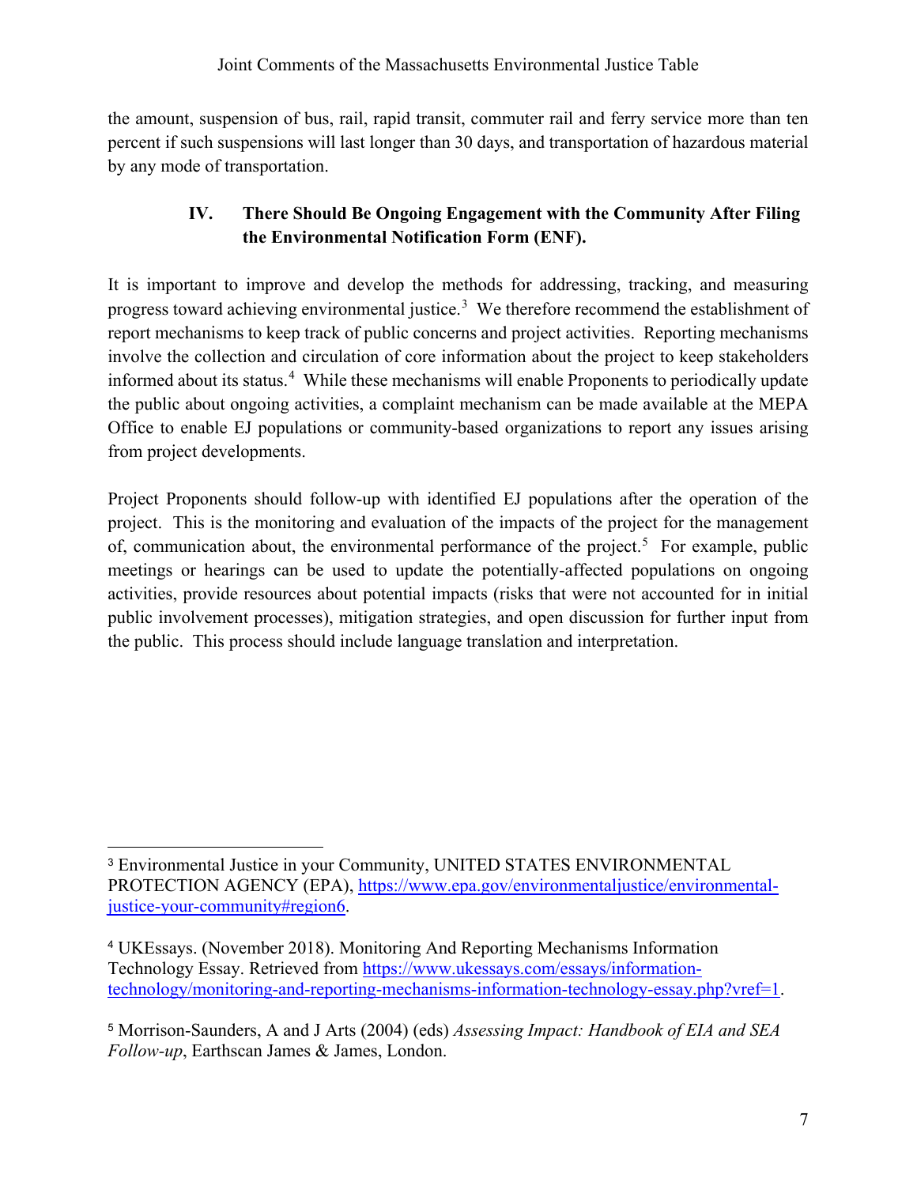the amount, suspension of bus, rail, rapid transit, commuter rail and ferry service more than ten percent if such suspensions will last longer than 30 days, and transportation of hazardous material by any mode of transportation.

## IV. There Should Be Ongoing Engagement with the Community After Filing the Environmental Notification Form (ENF).

It is important to improve and develop the methods for addressing, tracking, and measuring progress toward achieving environmental justice.[3] We therefore recommend the establishment of report mechanisms to keep track of public concerns and project activities. Reporting mechanisms involve the collection and circulation of core information about the project to keep stakeholders informed about its status.[4] While these mechanisms will enable Proponents to periodically update the public about ongoing activities, a complaint mechanism can be made available at the MEPA Office to enable EJ populations or community-based organizations to report any issues arising from project developments.

Project Proponents should follow-up with identified EJ populations after the operation of the project. This is the monitoring and evaluation of the impacts of the project for the management of, communication about, the environmental performance of the project.[5] For example, public meetings or hearings can be used to update the potentially-affected populations on ongoing activities, provide resources about potential impacts (risks that were not accounted for in initial public involvement processes), mitigation strategies, and open discussion for further input from the public. This process should include language translation and interpretation.

---

[3] Environmental Justice in your Community, UNITED STATES ENVIRONMENTAL PROTECTION AGENCY (EPA), https://www.epa.gov/environmentaljustice/environmental-justice-your-community#region6.

[4] UKEssays. (November 2018). Monitoring And Reporting Mechanisms Information Technology Essay. Retrieved from https://www.ukessays.com/essays/information-technology/monitoring-and-reporting-mechanisms-information-technology-essay.php?vref=1.

[5] Morrison-Saunders, A and J Arts (2004) (eds) *Assessing Impact: Handbook of EIA and SEA Follow-up*, Earthscan James & James, London.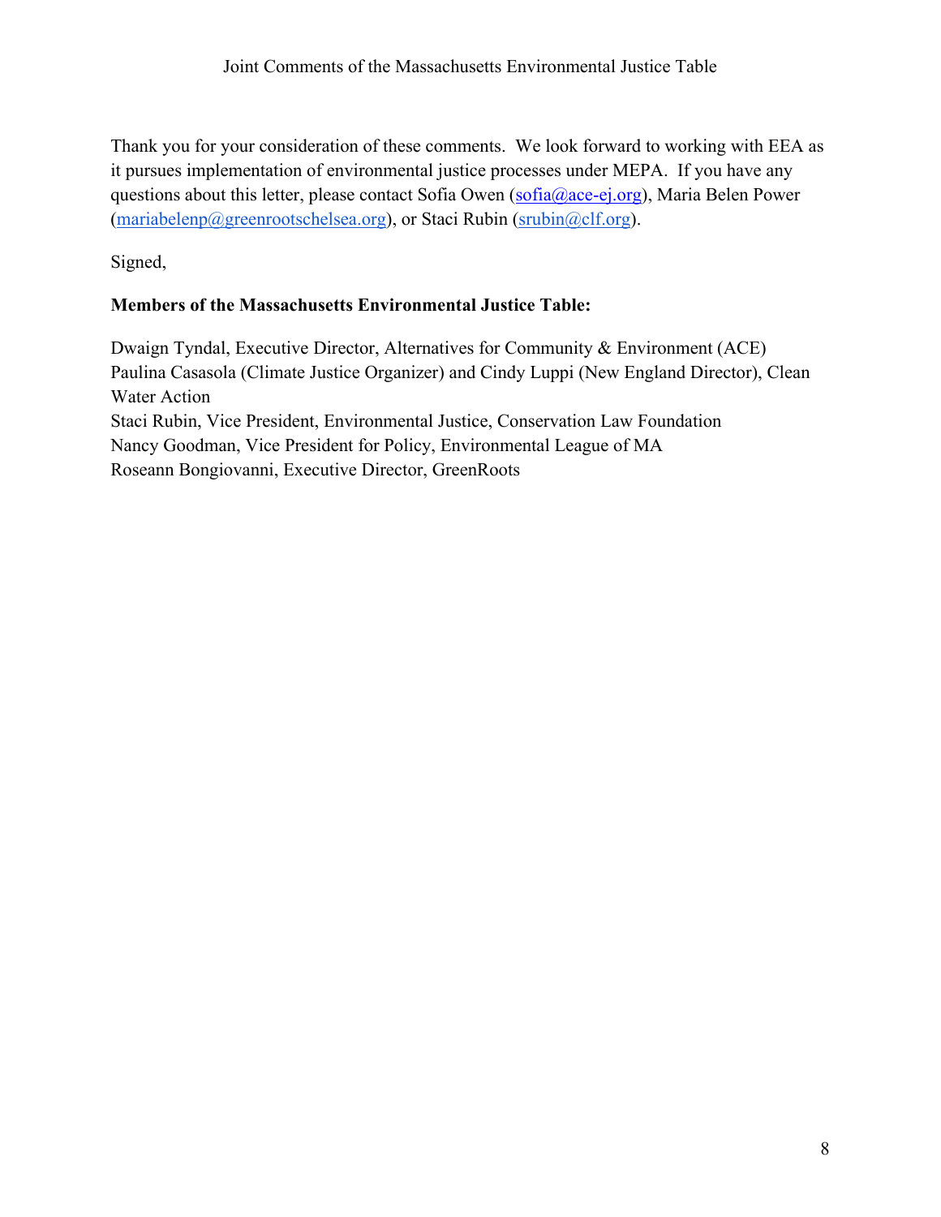Thank you for your consideration of these comments. We look forward to working with EEA as it pursues implementation of environmental justice processes under MEPA. If you have any questions about this letter, please contact Sofia Owen (sofia@ace-ej.org), Maria Belen Power (mariabelenp@greenrootschelsea.org), or Staci Rubin (srubin@clf.org).

Signed,

**Members of the Massachusetts Environmental Justice Table:**

Dwaign Tyndal, Executive Director, Alternatives for Community & Environment (ACE)
Paulina Casasola (Climate Justice Organizer) and Cindy Luppi (New England Director), Clean Water Action
Staci Rubin, Vice President, Environmental Justice, Conservation Law Foundation
Nancy Goodman, Vice President for Policy, Environmental League of MA
Roseann Bongiovanni, Executive Director, GreenRoots